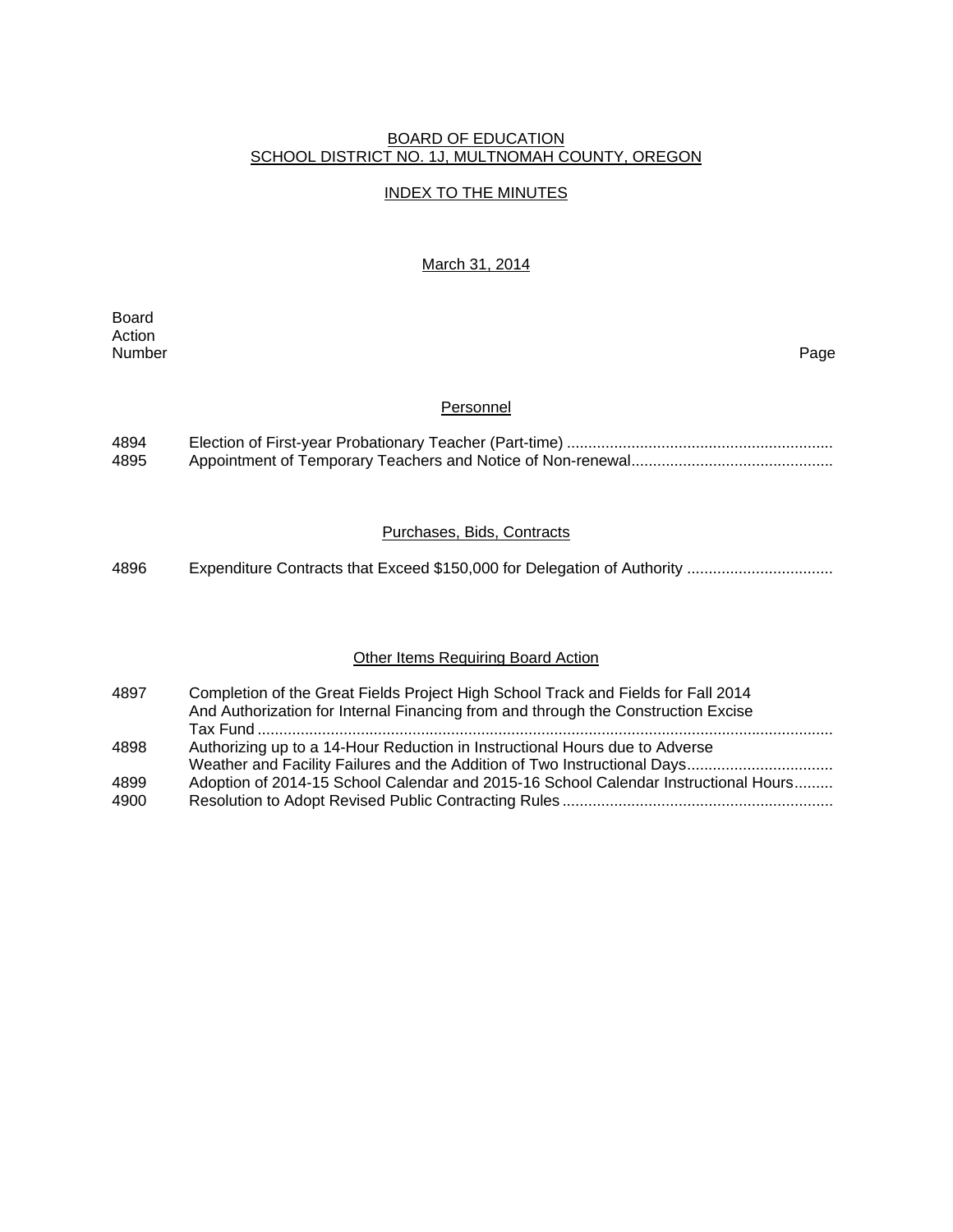# BOARD OF EDUCATION
## SCHOOL DISTRICT NO. 1J, MULTNOMAH COUNTY, OREGON

### INDEX TO THE MINUTES

March 31, 2014

| Board Action Number | | Page |
|---|---|---|
| | **Personnel** | |
| 4894 | Election of First-year Probationary Teacher (Part-time) | |
| 4895 | Appointment of Temporary Teachers and Notice of Non-renewal | |
| | **Purchases, Bids, Contracts** | |
| 4896 | Expenditure Contracts that Exceed $150,000 for Delegation of Authority | |
| | **Other Items Requiring Board Action** | |
| 4897 | Completion of the Great Fields Project High School Track and Fields for Fall 2014 And Authorization for Internal Financing from and through the Construction Excise Tax Fund | |
| 4898 | Authorizing up to a 14-Hour Reduction in Instructional Hours due to Adverse Weather and Facility Failures and the Addition of Two Instructional Days | |
| 4899 | Adoption of 2014-15 School Calendar and 2015-16 School Calendar Instructional Hours | |
| 4900 | Resolution to Adopt Revised Public Contracting Rules | |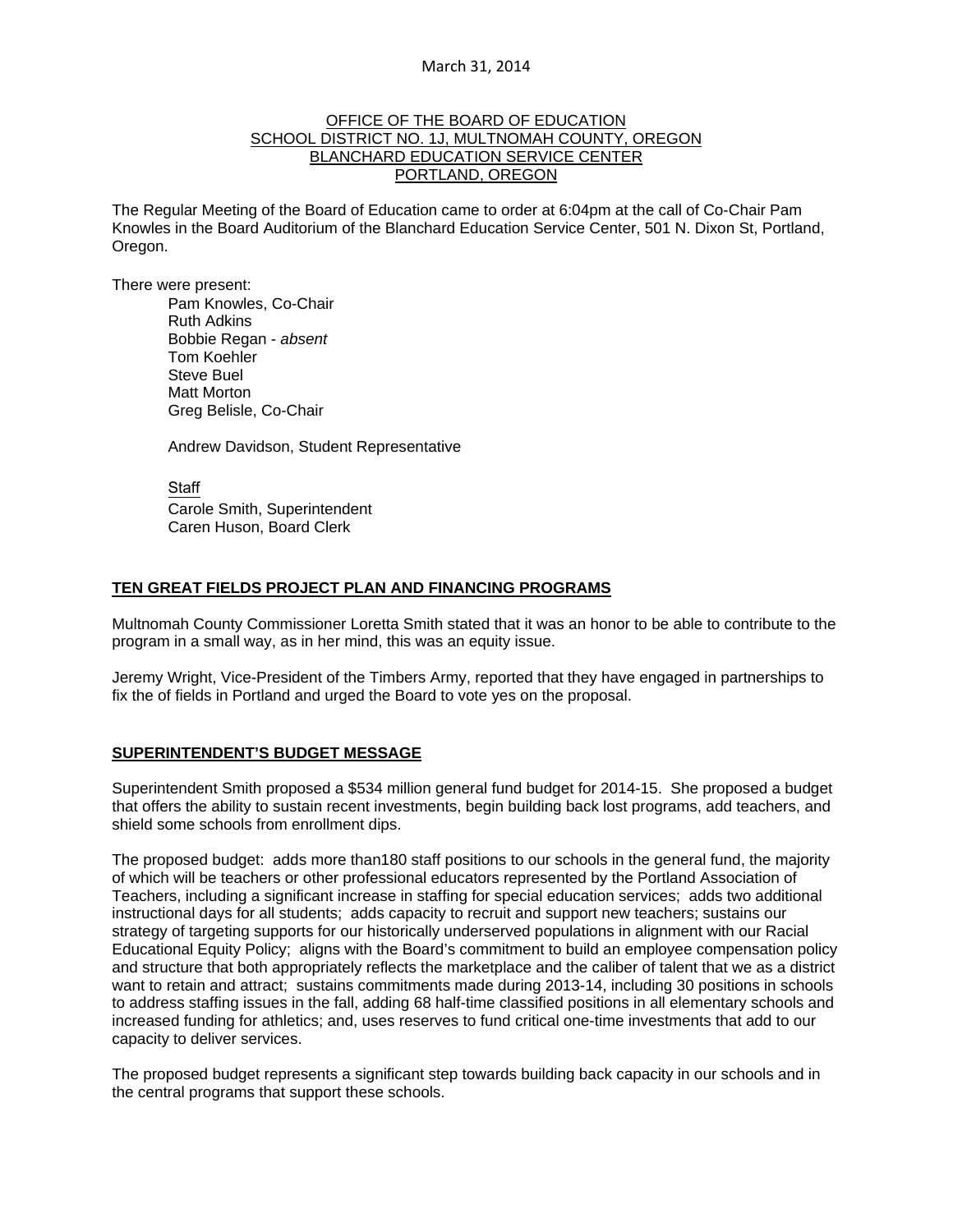March 31, 2014

OFFICE OF THE BOARD OF EDUCATION
SCHOOL DISTRICT NO. 1J, MULTNOMAH COUNTY, OREGON
BLANCHARD EDUCATION SERVICE CENTER
PORTLAND, OREGON

The Regular Meeting of the Board of Education came to order at 6:04pm at the call of Co-Chair Pam Knowles in the Board Auditorium of the Blanchard Education Service Center, 501 N. Dixon St, Portland, Oregon.

There were present:

Pam Knowles, Co-Chair
Ruth Adkins
Bobbie Regan - *absent*
Tom Koehler
Steve Buel
Matt Morton
Greg Belisle, Co-Chair

Andrew Davidson, Student Representative

Staff
Carole Smith, Superintendent
Caren Huson, Board Clerk

## TEN GREAT FIELDS PROJECT PLAN AND FINANCING PROGRAMS

Multnomah County Commissioner Loretta Smith stated that it was an honor to be able to contribute to the program in a small way, as in her mind, this was an equity issue.

Jeremy Wright, Vice-President of the Timbers Army, reported that they have engaged in partnerships to fix the of fields in Portland and urged the Board to vote yes on the proposal.

## SUPERINTENDENT'S BUDGET MESSAGE

Superintendent Smith proposed a $534 million general fund budget for 2014-15. She proposed a budget that offers the ability to sustain recent investments, begin building back lost programs, add teachers, and shield some schools from enrollment dips.

The proposed budget: adds more than180 staff positions to our schools in the general fund, the majority of which will be teachers or other professional educators represented by the Portland Association of Teachers, including a significant increase in staffing for special education services; adds two additional instructional days for all students; adds capacity to recruit and support new teachers; sustains our strategy of targeting supports for our historically underserved populations in alignment with our Racial Educational Equity Policy; aligns with the Board's commitment to build an employee compensation policy and structure that both appropriately reflects the marketplace and the caliber of talent that we as a district want to retain and attract; sustains commitments made during 2013-14, including 30 positions in schools to address staffing issues in the fall, adding 68 half-time classified positions in all elementary schools and increased funding for athletics; and, uses reserves to fund critical one-time investments that add to our capacity to deliver services.

The proposed budget represents a significant step towards building back capacity in our schools and in the central programs that support these schools.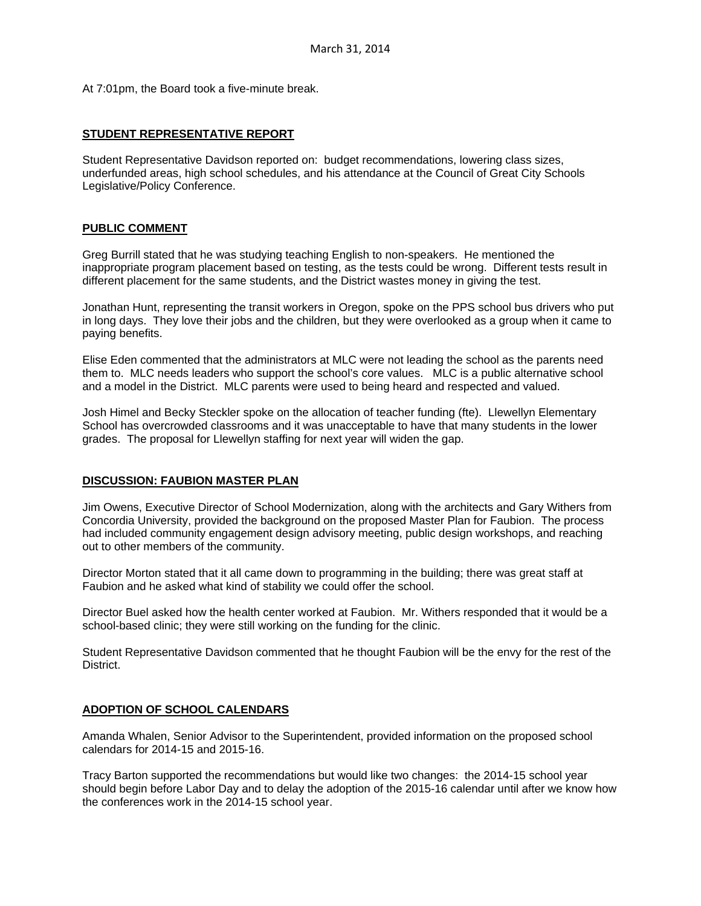At 7:01pm, the Board took a five-minute break.

## STUDENT REPRESENTATIVE REPORT

Student Representative Davidson reported on: budget recommendations, lowering class sizes, underfunded areas, high school schedules, and his attendance at the Council of Great City Schools Legislative/Policy Conference.

## PUBLIC COMMENT

Greg Burrill stated that he was studying teaching English to non-speakers. He mentioned the inappropriate program placement based on testing, as the tests could be wrong. Different tests result in different placement for the same students, and the District wastes money in giving the test.

Jonathan Hunt, representing the transit workers in Oregon, spoke on the PPS school bus drivers who put in long days. They love their jobs and the children, but they were overlooked as a group when it came to paying benefits.

Elise Eden commented that the administrators at MLC were not leading the school as the parents need them to. MLC needs leaders who support the school's core values. MLC is a public alternative school and a model in the District. MLC parents were used to being heard and respected and valued.

Josh Himel and Becky Steckler spoke on the allocation of teacher funding (fte). Llewellyn Elementary School has overcrowded classrooms and it was unacceptable to have that many students in the lower grades. The proposal for Llewellyn staffing for next year will widen the gap.

## DISCUSSION: FAUBION MASTER PLAN

Jim Owens, Executive Director of School Modernization, along with the architects and Gary Withers from Concordia University, provided the background on the proposed Master Plan for Faubion. The process had included community engagement design advisory meeting, public design workshops, and reaching out to other members of the community.

Director Morton stated that it all came down to programming in the building; there was great staff at Faubion and he asked what kind of stability we could offer the school.

Director Buel asked how the health center worked at Faubion. Mr. Withers responded that it would be a school-based clinic; they were still working on the funding for the clinic.

Student Representative Davidson commented that he thought Faubion will be the envy for the rest of the District.

## ADOPTION OF SCHOOL CALENDARS

Amanda Whalen, Senior Advisor to the Superintendent, provided information on the proposed school calendars for 2014-15 and 2015-16.

Tracy Barton supported the recommendations but would like two changes: the 2014-15 school year should begin before Labor Day and to delay the adoption of the 2015-16 calendar until after we know how the conferences work in the 2014-15 school year.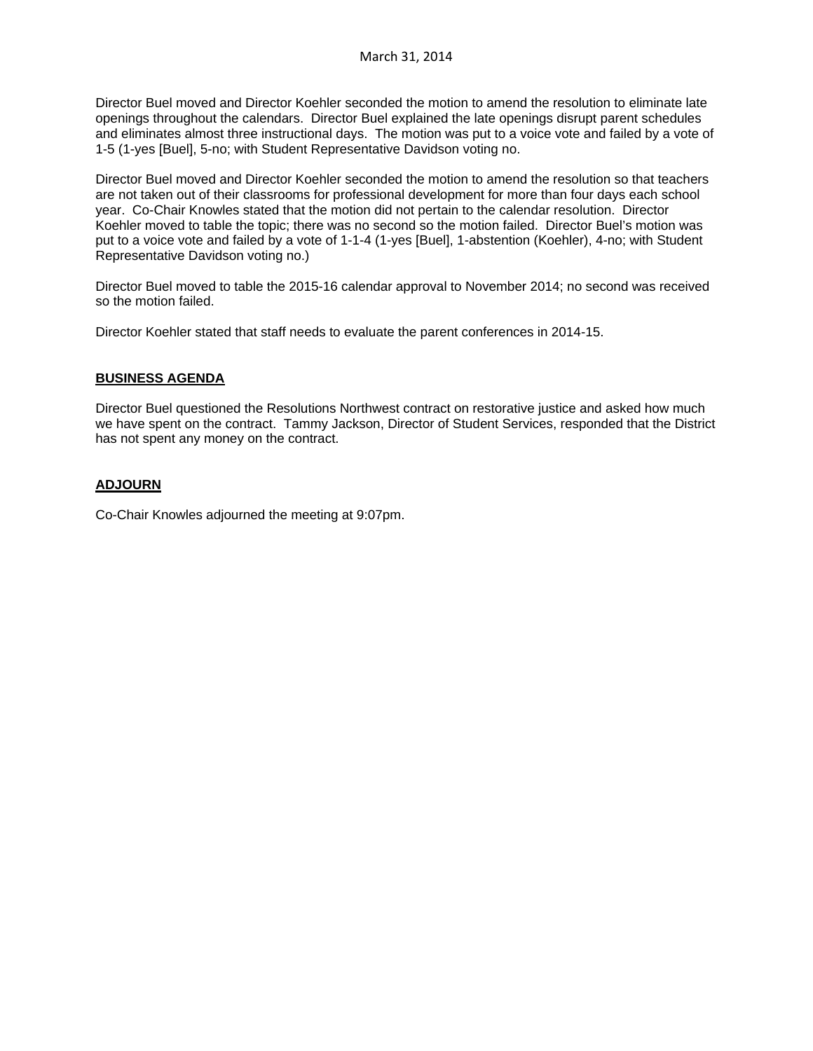Director Buel moved and Director Koehler seconded the motion to amend the resolution to eliminate late openings throughout the calendars. Director Buel explained the late openings disrupt parent schedules and eliminates almost three instructional days. The motion was put to a voice vote and failed by a vote of 1-5 (1-yes [Buel], 5-no; with Student Representative Davidson voting no.

Director Buel moved and Director Koehler seconded the motion to amend the resolution so that teachers are not taken out of their classrooms for professional development for more than four days each school year. Co-Chair Knowles stated that the motion did not pertain to the calendar resolution. Director Koehler moved to table the topic; there was no second so the motion failed. Director Buel's motion was put to a voice vote and failed by a vote of 1-1-4 (1-yes [Buel], 1-abstention (Koehler), 4-no; with Student Representative Davidson voting no.)

Director Buel moved to table the 2015-16 calendar approval to November 2014; no second was received so the motion failed.

Director Koehler stated that staff needs to evaluate the parent conferences in 2014-15.

## BUSINESS AGENDA

Director Buel questioned the Resolutions Northwest contract on restorative justice and asked how much we have spent on the contract. Tammy Jackson, Director of Student Services, responded that the District has not spent any money on the contract.

## ADJOURN

Co-Chair Knowles adjourned the meeting at 9:07pm.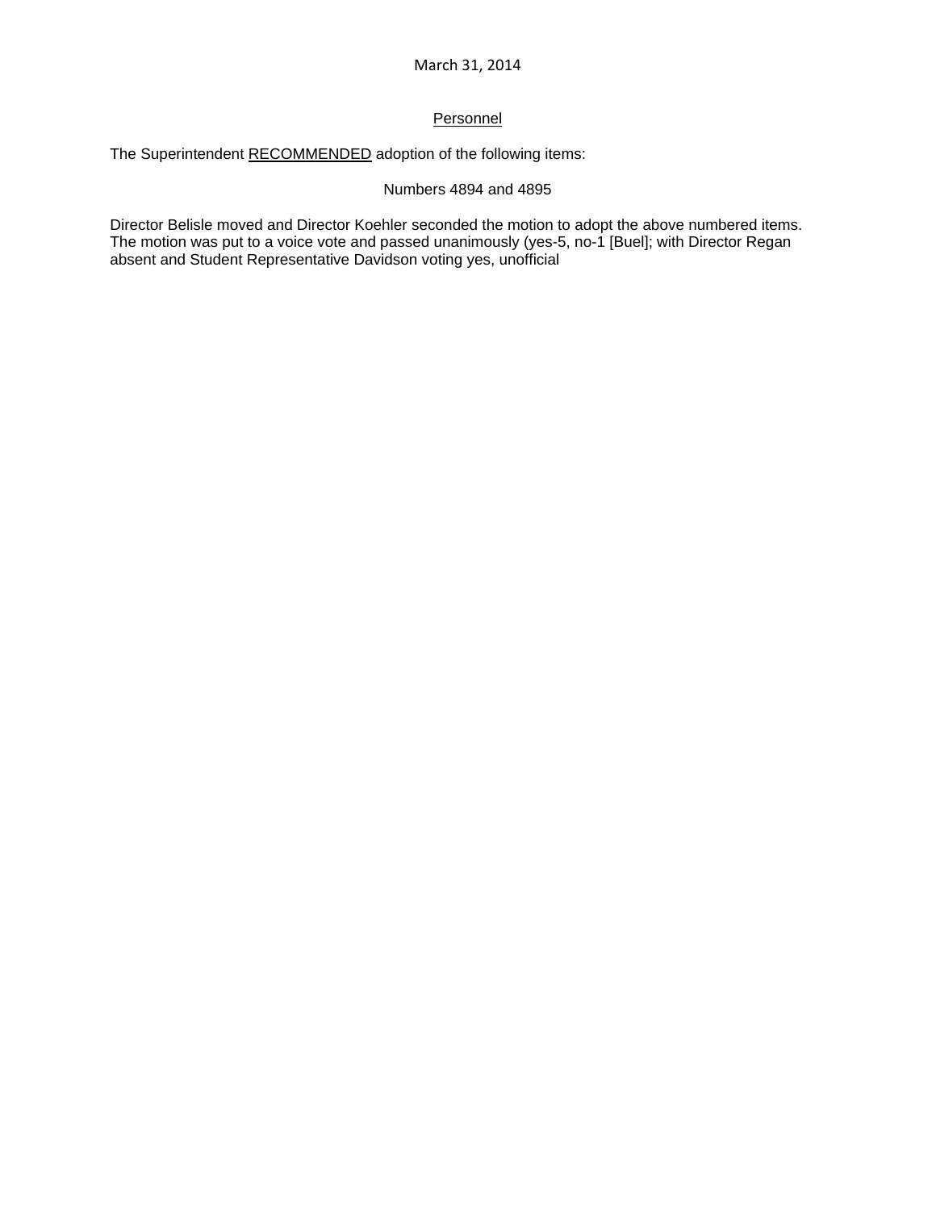March 31, 2014

Personnel

The Superintendent <u>RECOMMENDED</u> adoption of the following items:

Numbers 4894 and 4895

Director Belisle moved and Director Koehler seconded the motion to adopt the above numbered items. The motion was put to a voice vote and passed unanimously (yes-5, no-1 [Buel]; with Director Regan absent and Student Representative Davidson voting yes, unofficial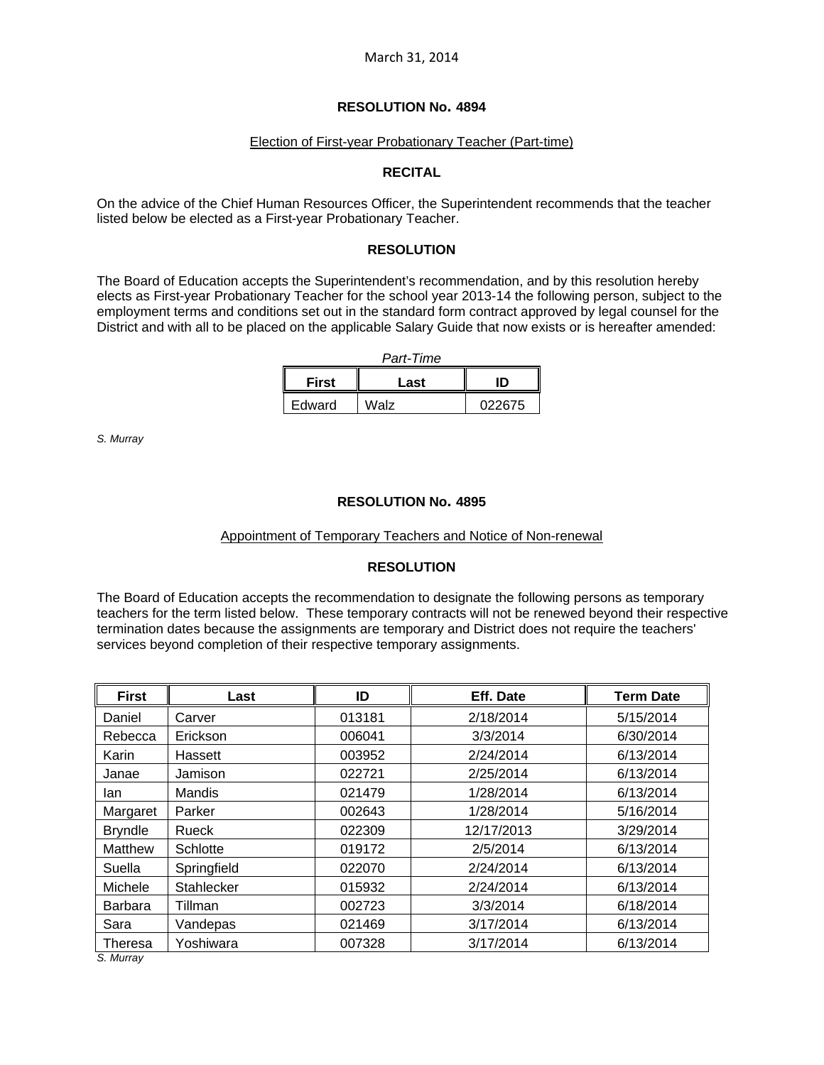March 31, 2014

**RESOLUTION No. 4894**

Election of First-year Probationary Teacher (Part-time)

**RECITAL**

On the advice of the Chief Human Resources Officer, the Superintendent recommends that the teacher listed below be elected as a First-year Probationary Teacher.

**RESOLUTION**

The Board of Education accepts the Superintendent's recommendation, and by this resolution hereby elects as First-year Probationary Teacher for the school year 2013-14 the following person, subject to the employment terms and conditions set out in the standard form contract approved by legal counsel for the District and with all to be placed on the applicable Salary Guide that now exists or is hereafter amended:

*Part-Time*

| First | Last | ID |
|---|---|---|
| Edward | Walz | 022675 |

*S. Murray*

**RESOLUTION No. 4895**

Appointment of Temporary Teachers and Notice of Non-renewal

**RESOLUTION**

The Board of Education accepts the recommendation to designate the following persons as temporary teachers for the term listed below. These temporary contracts will not be renewed beyond their respective termination dates because the assignments are temporary and District does not require the teachers' services beyond completion of their respective temporary assignments.

| First | Last | ID | Eff. Date | Term Date |
|---|---|---|---|---|
| Daniel | Carver | 013181 | 2/18/2014 | 5/15/2014 |
| Rebecca | Erickson | 006041 | 3/3/2014 | 6/30/2014 |
| Karin | Hassett | 003952 | 2/24/2014 | 6/13/2014 |
| Janae | Jamison | 022721 | 2/25/2014 | 6/13/2014 |
| Ian | Mandis | 021479 | 1/28/2014 | 6/13/2014 |
| Margaret | Parker | 002643 | 1/28/2014 | 5/16/2014 |
| Bryndle | Rueck | 022309 | 12/17/2013 | 3/29/2014 |
| Matthew | Schlotte | 019172 | 2/5/2014 | 6/13/2014 |
| Suella | Springfield | 022070 | 2/24/2014 | 6/13/2014 |
| Michele | Stahlecker | 015932 | 2/24/2014 | 6/13/2014 |
| Barbara | Tillman | 002723 | 3/3/2014 | 6/18/2014 |
| Sara | Vandepas | 021469 | 3/17/2014 | 6/13/2014 |
| Theresa | Yoshiwara | 007328 | 3/17/2014 | 6/13/2014 |

*S. Murray*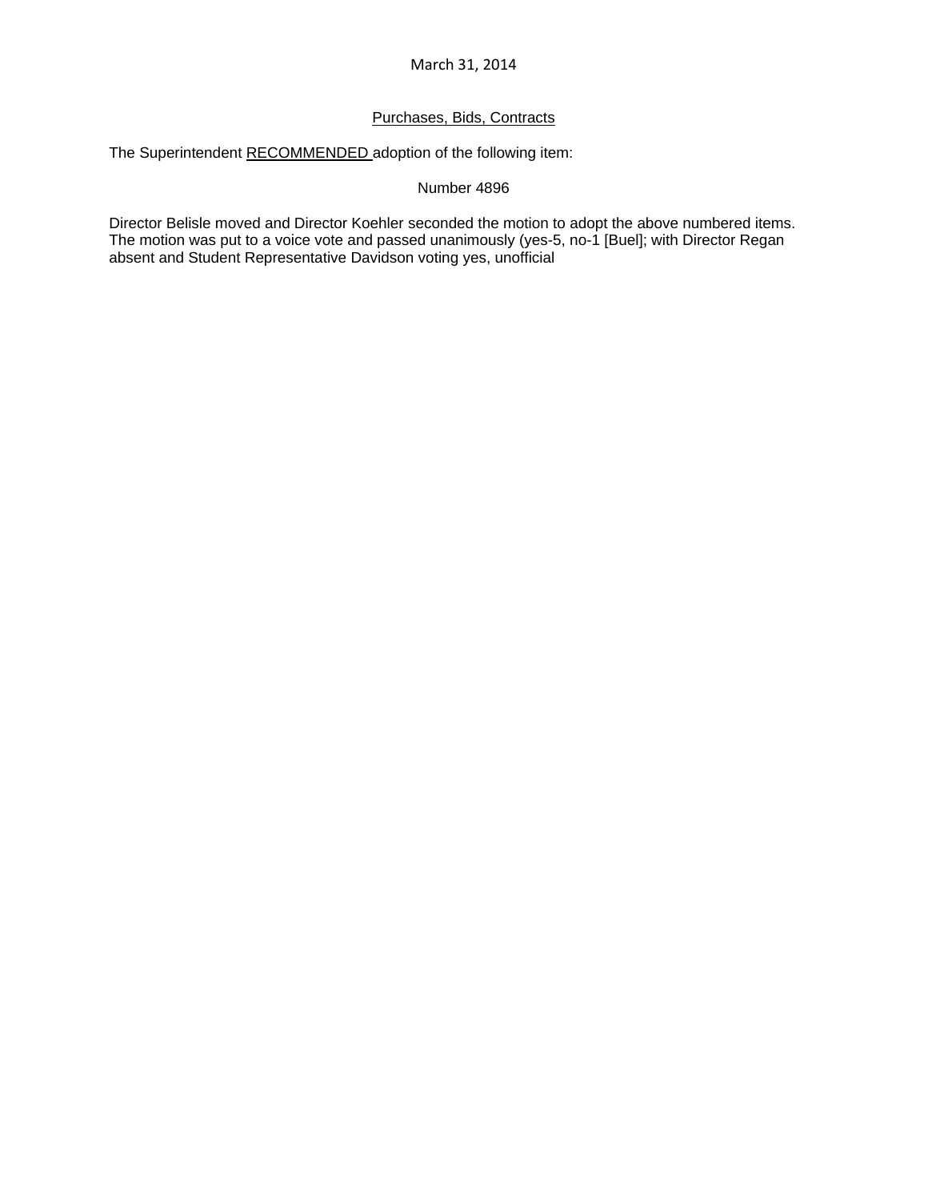March 31, 2014

Purchases, Bids, Contracts

The Superintendent RECOMMENDED adoption of the following item:

Number 4896

Director Belisle moved and Director Koehler seconded the motion to adopt the above numbered items. The motion was put to a voice vote and passed unanimously (yes-5, no-1 [Buel]; with Director Regan absent and Student Representative Davidson voting yes, unofficial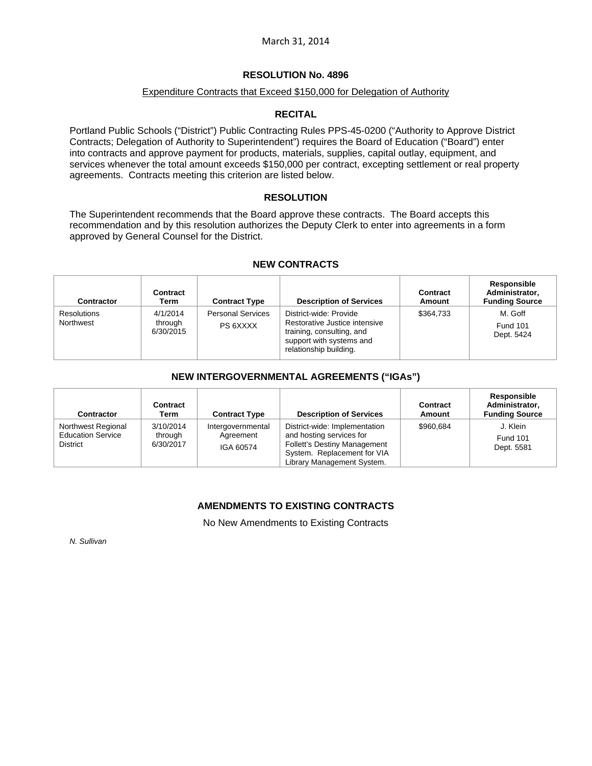March 31, 2014

## RESOLUTION No. 4896

Expenditure Contracts that Exceed $150,000 for Delegation of Authority

### RECITAL

Portland Public Schools ("District") Public Contracting Rules PPS-45-0200 ("Authority to Approve District Contracts; Delegation of Authority to Superintendent") requires the Board of Education ("Board") enter into contracts and approve payment for products, materials, supplies, capital outlay, equipment, and services whenever the total amount exceeds $150,000 per contract, excepting settlement or real property agreements. Contracts meeting this criterion are listed below.

### RESOLUTION

The Superintendent recommends that the Board approve these contracts. The Board accepts this recommendation and by this resolution authorizes the Deputy Clerk to enter into agreements in a form approved by General Counsel for the District.

### NEW CONTRACTS

| Contractor | Contract Term | Contract Type | Description of Services | Contract Amount | Responsible Administrator, Funding Source |
|---|---|---|---|---|---|
| Resolutions Northwest | 4/1/2014 through 6/30/2015 | Personal Services PS 6XXXX | District-wide: Provide Restorative Justice intensive training, consulting, and support with systems and relationship building. | $364,733 | M. Goff Fund 101 Dept. 5424 |

### NEW INTERGOVERNMENTAL AGREEMENTS ("IGAs")

| Contractor | Contract Term | Contract Type | Description of Services | Contract Amount | Responsible Administrator, Funding Source |
|---|---|---|---|---|---|
| Northwest Regional Education Service District | 3/10/2014 through 6/30/2017 | Intergovernmental Agreement IGA 60574 | District-wide: Implementation and hosting services for Follett's Destiny Management System. Replacement for VIA Library Management System. | $960,684 | J. Klein Fund 101 Dept. 5581 |

### AMENDMENTS TO EXISTING CONTRACTS

No New Amendments to Existing Contracts

*N. Sullivan*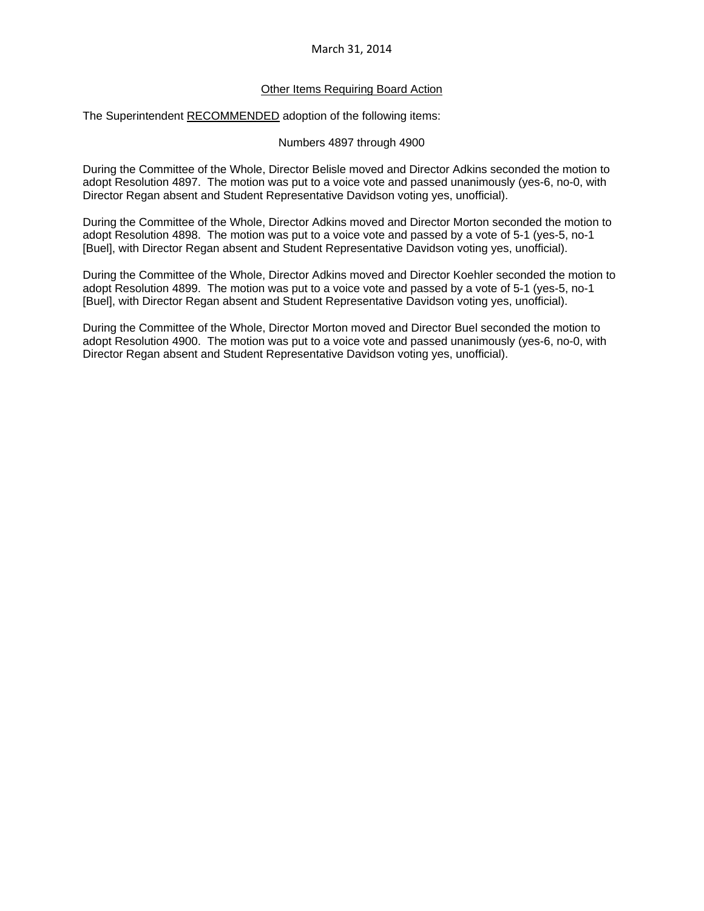March 31, 2014

Other Items Requiring Board Action

The Superintendent RECOMMENDED adoption of the following items:

Numbers 4897 through 4900

During the Committee of the Whole, Director Belisle moved and Director Adkins seconded the motion to adopt Resolution 4897. The motion was put to a voice vote and passed unanimously (yes-6, no-0, with Director Regan absent and Student Representative Davidson voting yes, unofficial).

During the Committee of the Whole, Director Adkins moved and Director Morton seconded the motion to adopt Resolution 4898. The motion was put to a voice vote and passed by a vote of 5-1 (yes-5, no-1 [Buel], with Director Regan absent and Student Representative Davidson voting yes, unofficial).

During the Committee of the Whole, Director Adkins moved and Director Koehler seconded the motion to adopt Resolution 4899. The motion was put to a voice vote and passed by a vote of 5-1 (yes-5, no-1 [Buel], with Director Regan absent and Student Representative Davidson voting yes, unofficial).

During the Committee of the Whole, Director Morton moved and Director Buel seconded the motion to adopt Resolution 4900. The motion was put to a voice vote and passed unanimously (yes-6, no-0, with Director Regan absent and Student Representative Davidson voting yes, unofficial).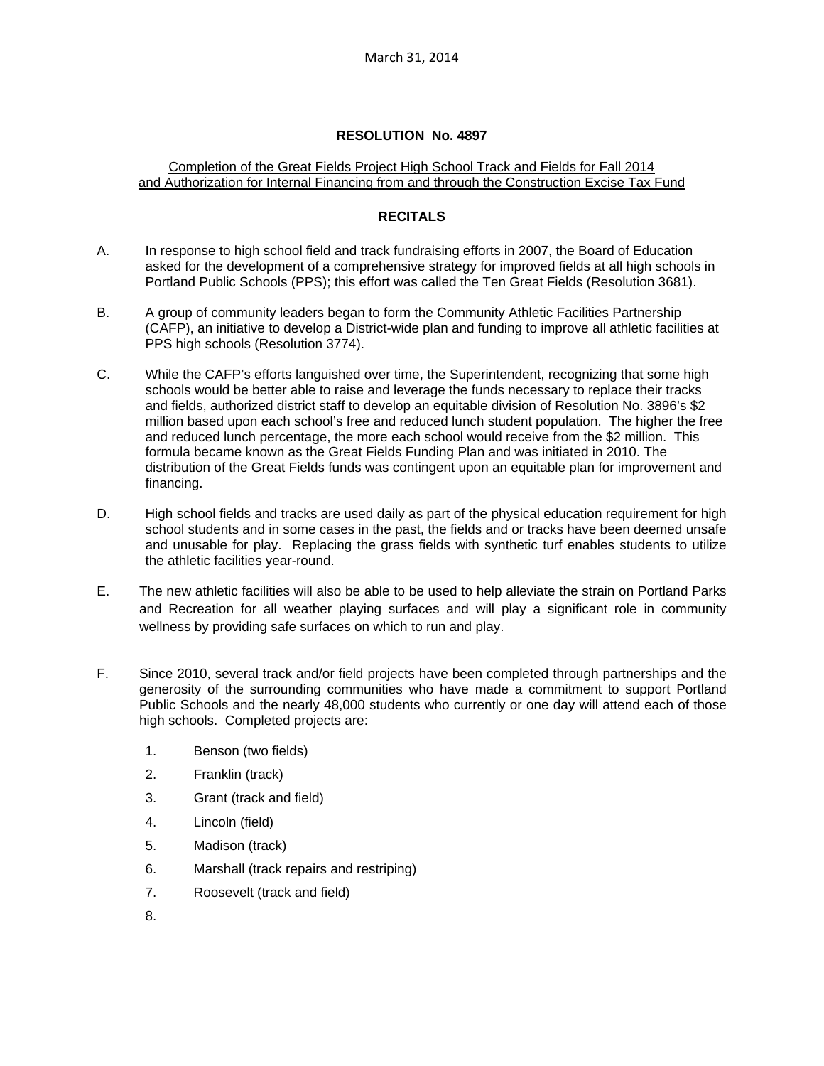March 31, 2014

**RESOLUTION No. 4897**

Completion of the Great Fields Project High School Track and Fields for Fall 2014 and Authorization for Internal Financing from and through the Construction Excise Tax Fund

**RECITALS**

A. In response to high school field and track fundraising efforts in 2007, the Board of Education asked for the development of a comprehensive strategy for improved fields at all high schools in Portland Public Schools (PPS); this effort was called the Ten Great Fields (Resolution 3681).

B. A group of community leaders began to form the Community Athletic Facilities Partnership (CAFP), an initiative to develop a District-wide plan and funding to improve all athletic facilities at PPS high schools (Resolution 3774).

C. While the CAFP's efforts languished over time, the Superintendent, recognizing that some high schools would be better able to raise and leverage the funds necessary to replace their tracks and fields, authorized district staff to develop an equitable division of Resolution No. 3896's $2 million based upon each school's free and reduced lunch student population. The higher the free and reduced lunch percentage, the more each school would receive from the $2 million. This formula became known as the Great Fields Funding Plan and was initiated in 2010. The distribution of the Great Fields funds was contingent upon an equitable plan for improvement and financing.

D. High school fields and tracks are used daily as part of the physical education requirement for high school students and in some cases in the past, the fields and or tracks have been deemed unsafe and unusable for play. Replacing the grass fields with synthetic turf enables students to utilize the athletic facilities year-round.

E. The new athletic facilities will also be able to be used to help alleviate the strain on Portland Parks and Recreation for all weather playing surfaces and will play a significant role in community wellness by providing safe surfaces on which to run and play.

F. Since 2010, several track and/or field projects have been completed through partnerships and the generosity of the surrounding communities who have made a commitment to support Portland Public Schools and the nearly 48,000 students who currently or one day will attend each of those high schools. Completed projects are:

1. Benson (two fields)
2. Franklin (track)
3. Grant (track and field)
4. Lincoln (field)
5. Madison (track)
6. Marshall (track repairs and restriping)
7. Roosevelt (track and field)
8.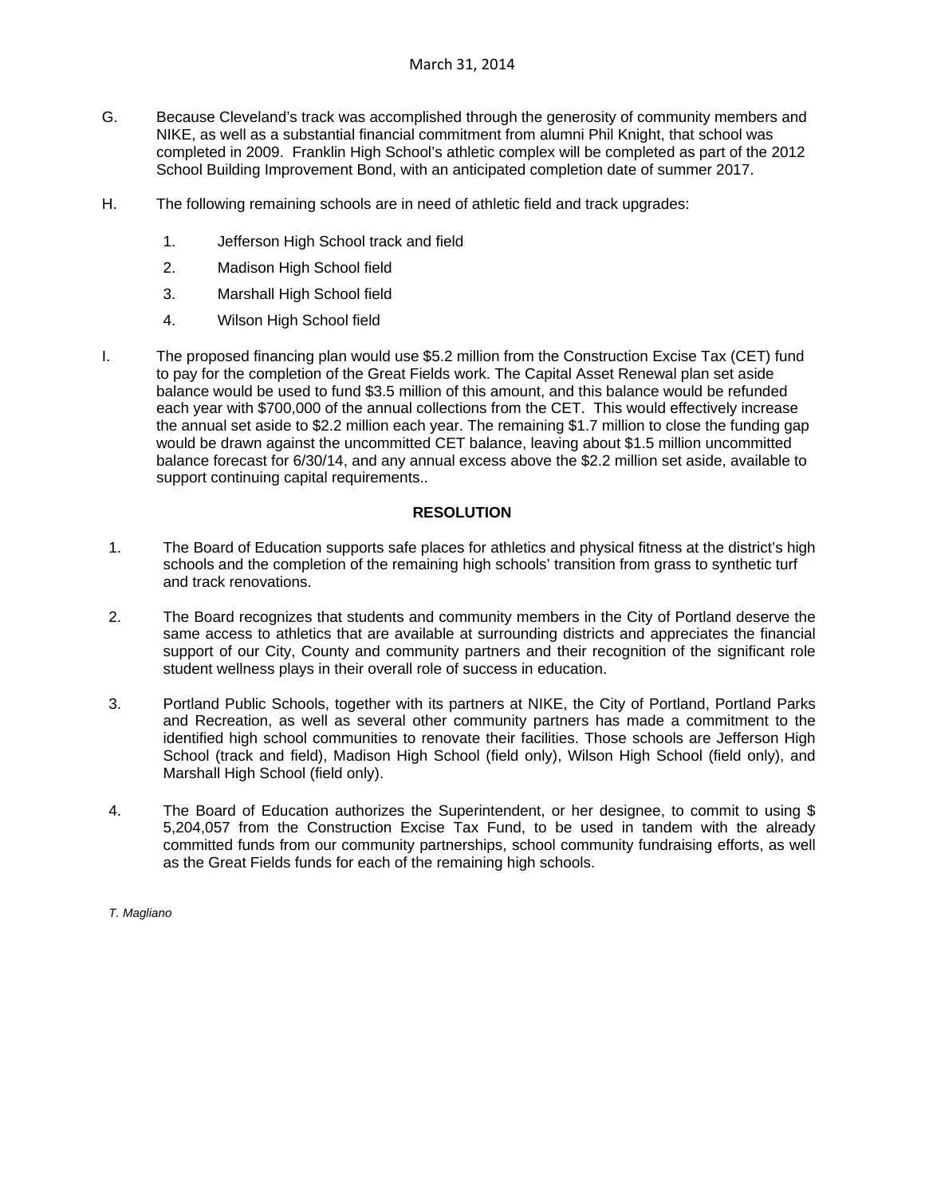G. Because Cleveland's track was accomplished through the generosity of community members and NIKE, as well as a substantial financial commitment from alumni Phil Knight, that school was completed in 2009. Franklin High School's athletic complex will be completed as part of the 2012 School Building Improvement Bond, with an anticipated completion date of summer 2017.

H. The following remaining schools are in need of athletic field and track upgrades:

1. Jefferson High School track and field
2. Madison High School field
3. Marshall High School field
4. Wilson High School field

I. The proposed financing plan would use $5.2 million from the Construction Excise Tax (CET) fund to pay for the completion of the Great Fields work. The Capital Asset Renewal plan set aside balance would be used to fund $3.5 million of this amount, and this balance would be refunded each year with $700,000 of the annual collections from the CET. This would effectively increase the annual set aside to $2.2 million each year. The remaining $1.7 million to close the funding gap would be drawn against the uncommitted CET balance, leaving about $1.5 million uncommitted balance forecast for 6/30/14, and any annual excess above the $2.2 million set aside, available to support continuing capital requirements..

## RESOLUTION

1. The Board of Education supports safe places for athletics and physical fitness at the district's high schools and the completion of the remaining high schools' transition from grass to synthetic turf and track renovations.

2. The Board recognizes that students and community members in the City of Portland deserve the same access to athletics that are available at surrounding districts and appreciates the financial support of our City, County and community partners and their recognition of the significant role student wellness plays in their overall role of success in education.

3. Portland Public Schools, together with its partners at NIKE, the City of Portland, Portland Parks and Recreation, as well as several other community partners has made a commitment to the identified high school communities to renovate their facilities. Those schools are Jefferson High School (track and field), Madison High School (field only), Wilson High School (field only), and Marshall High School (field only).

4. The Board of Education authorizes the Superintendent, or her designee, to commit to using $ 5,204,057 from the Construction Excise Tax Fund, to be used in tandem with the already committed funds from our community partnerships, school community fundraising efforts, as well as the Great Fields funds for each of the remaining high schools.

*T. Magliano*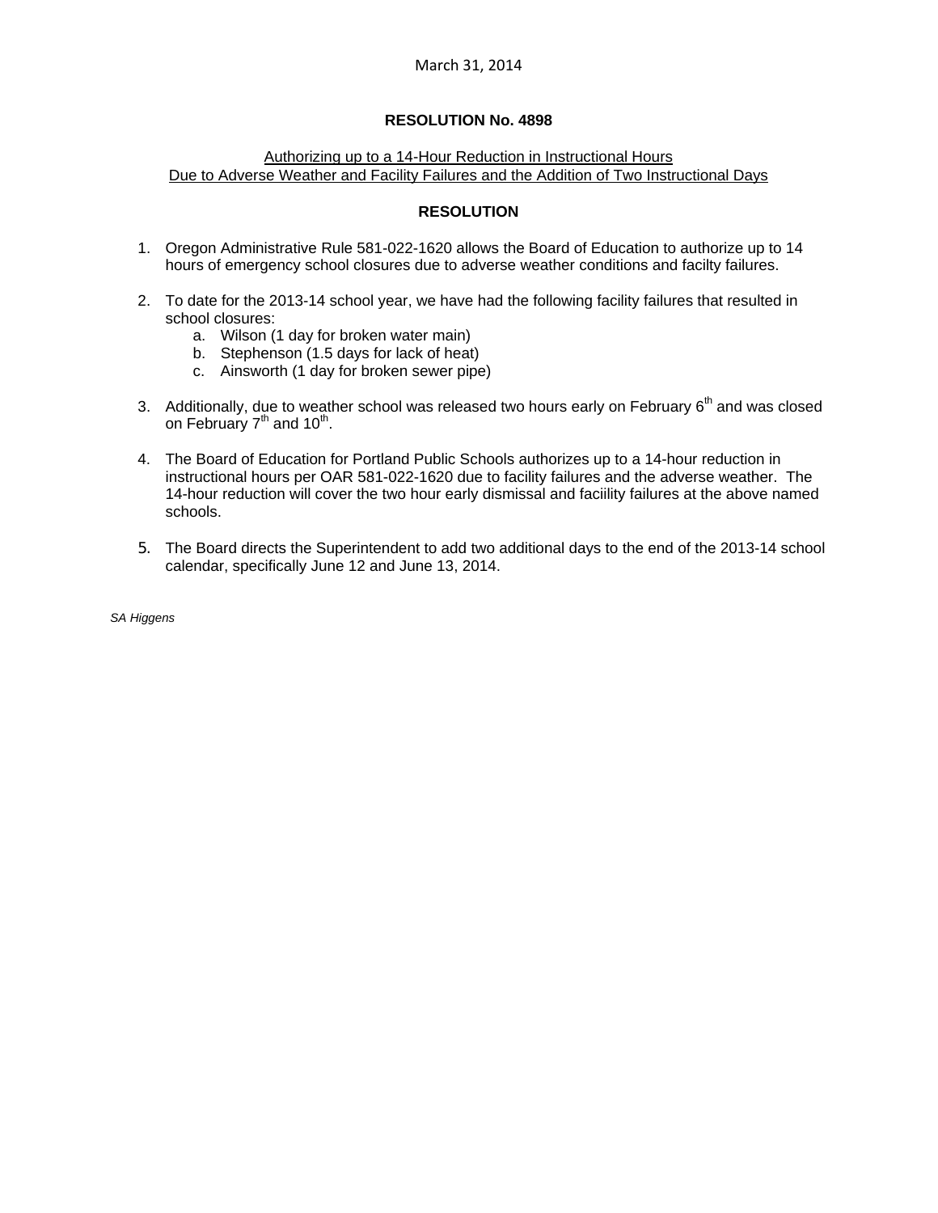March 31, 2014

**RESOLUTION No. 4898**

Authorizing up to a 14-Hour Reduction in Instructional Hours
Due to Adverse Weather and Facility Failures and the Addition of Two Instructional Days

**RESOLUTION**

1. Oregon Administrative Rule 581-022-1620 allows the Board of Education to authorize up to 14 hours of emergency school closures due to adverse weather conditions and facilty failures.

2. To date for the 2013-14 school year, we have had the following facility failures that resulted in school closures:
   a. Wilson (1 day for broken water main)
   b. Stephenson (1.5 days for lack of heat)
   c. Ainsworth (1 day for broken sewer pipe)

3. Additionally, due to weather school was released two hours early on February 6th and was closed on February 7th and 10th.

4. The Board of Education for Portland Public Schools authorizes up to a 14-hour reduction in instructional hours per OAR 581-022-1620 due to facility failures and the adverse weather. The 14-hour reduction will cover the two hour early dismissal and faciility failures at the above named schools.

5. The Board directs the Superintendent to add two additional days to the end of the 2013-14 school calendar, specifically June 12 and June 13, 2014.

*SA Higgens*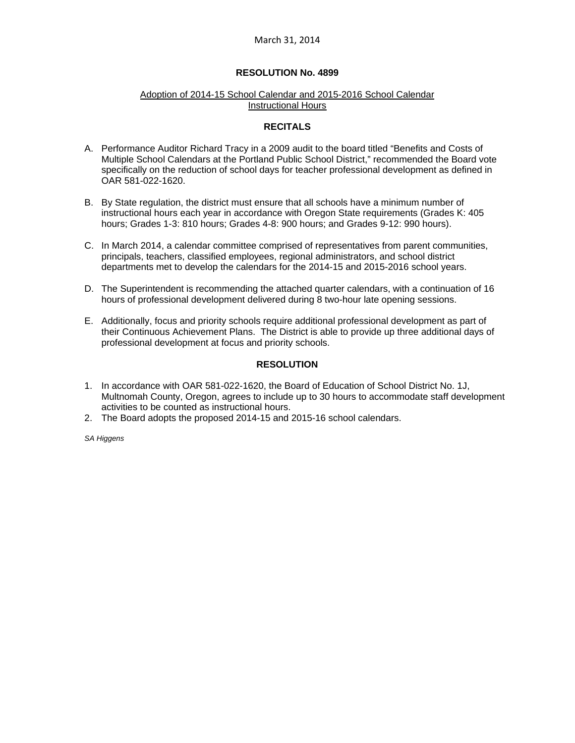March 31, 2014

**RESOLUTION No. 4899**

Adoption of 2014-15 School Calendar and 2015-2016 School Calendar Instructional Hours

**RECITALS**

A. Performance Auditor Richard Tracy in a 2009 audit to the board titled "Benefits and Costs of Multiple School Calendars at the Portland Public School District," recommended the Board vote specifically on the reduction of school days for teacher professional development as defined in OAR 581-022-1620.

B. By State regulation, the district must ensure that all schools have a minimum number of instructional hours each year in accordance with Oregon State requirements (Grades K: 405 hours; Grades 1-3: 810 hours; Grades 4-8: 900 hours; and Grades 9-12: 990 hours).

C. In March 2014, a calendar committee comprised of representatives from parent communities, principals, teachers, classified employees, regional administrators, and school district departments met to develop the calendars for the 2014-15 and 2015-2016 school years.

D. The Superintendent is recommending the attached quarter calendars, with a continuation of 16 hours of professional development delivered during 8 two-hour late opening sessions.

E. Additionally, focus and priority schools require additional professional development as part of their Continuous Achievement Plans. The District is able to provide up three additional days of professional development at focus and priority schools.

**RESOLUTION**

1. In accordance with OAR 581-022-1620, the Board of Education of School District No. 1J, Multnomah County, Oregon, agrees to include up to 30 hours to accommodate staff development activities to be counted as instructional hours.
2. The Board adopts the proposed 2014-15 and 2015-16 school calendars.

*SA Higgens*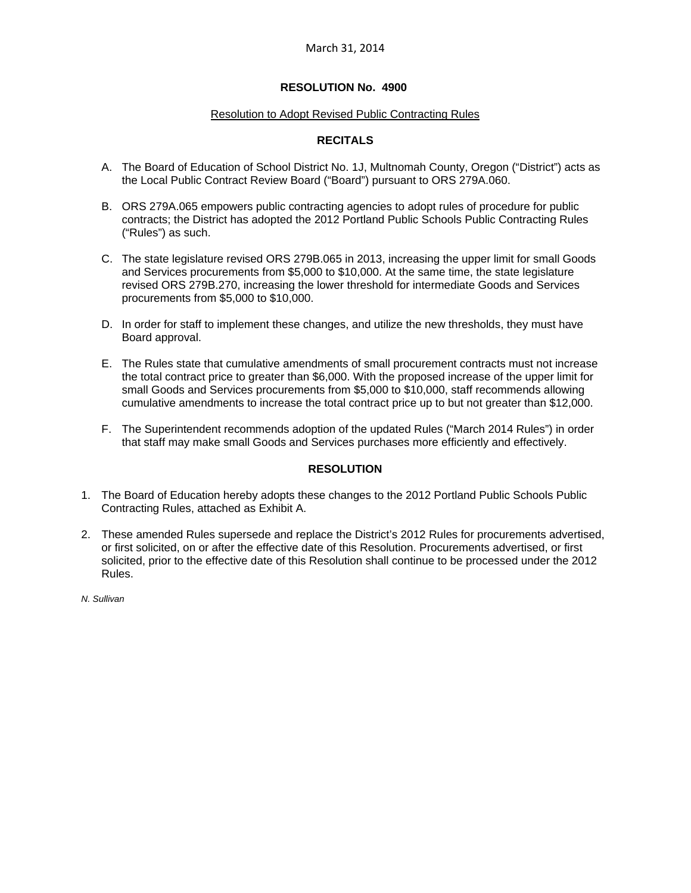March 31, 2014

**RESOLUTION No. 4900**

Resolution to Adopt Revised Public Contracting Rules

**RECITALS**

A. The Board of Education of School District No. 1J, Multnomah County, Oregon ("District") acts as the Local Public Contract Review Board ("Board") pursuant to ORS 279A.060.

B. ORS 279A.065 empowers public contracting agencies to adopt rules of procedure for public contracts; the District has adopted the 2012 Portland Public Schools Public Contracting Rules ("Rules") as such.

C. The state legislature revised ORS 279B.065 in 2013, increasing the upper limit for small Goods and Services procurements from $5,000 to $10,000. At the same time, the state legislature revised ORS 279B.270, increasing the lower threshold for intermediate Goods and Services procurements from $5,000 to $10,000.

D. In order for staff to implement these changes, and utilize the new thresholds, they must have Board approval.

E. The Rules state that cumulative amendments of small procurement contracts must not increase the total contract price to greater than $6,000. With the proposed increase of the upper limit for small Goods and Services procurements from $5,000 to $10,000, staff recommends allowing cumulative amendments to increase the total contract price up to but not greater than $12,000.

F. The Superintendent recommends adoption of the updated Rules ("March 2014 Rules") in order that staff may make small Goods and Services purchases more efficiently and effectively.

**RESOLUTION**

1. The Board of Education hereby adopts these changes to the 2012 Portland Public Schools Public Contracting Rules, attached as Exhibit A.

2. These amended Rules supersede and replace the District's 2012 Rules for procurements advertised, or first solicited, on or after the effective date of this Resolution. Procurements advertised, or first solicited, prior to the effective date of this Resolution shall continue to be processed under the 2012 Rules.

*N. Sullivan*